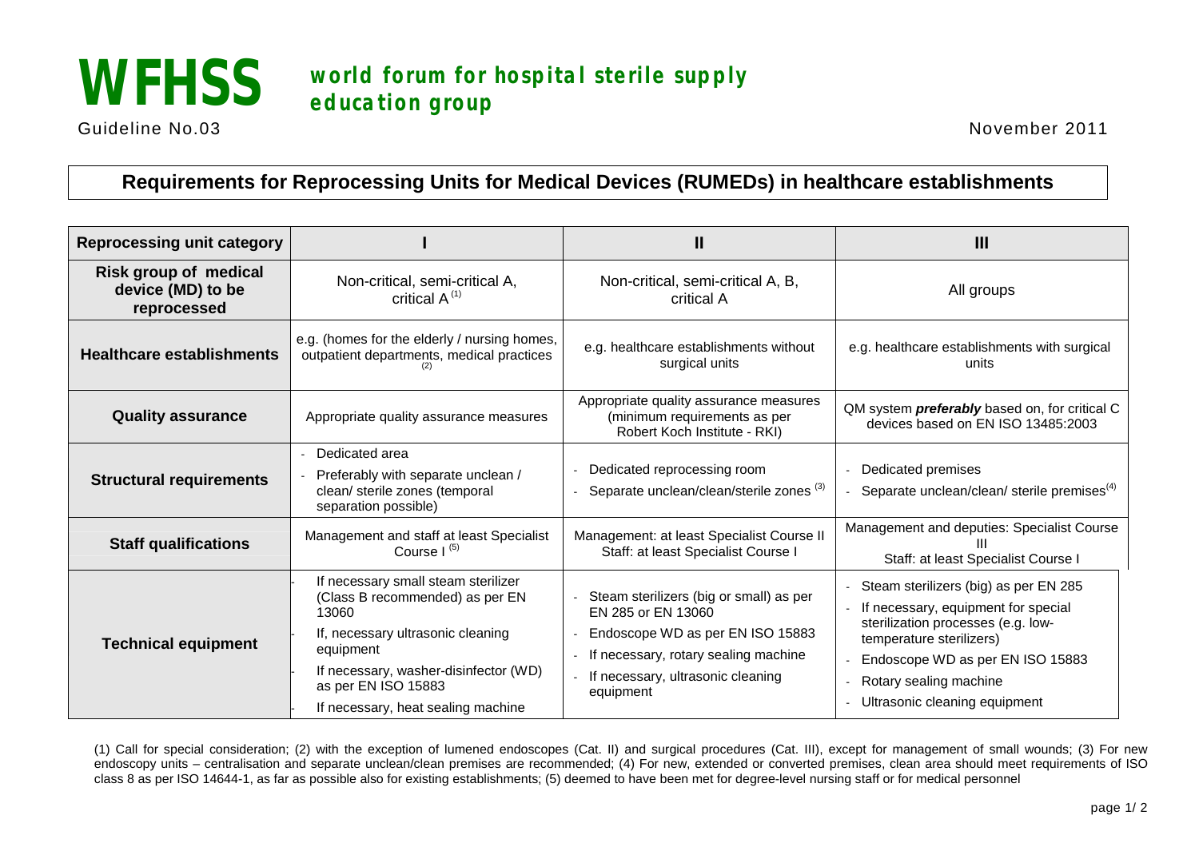# WFHSS world forum for hospital sterile supply education group

Guideline No.03

November 2011

## Requirements for Reprocessing Units for Medical Devices (RUMEDs) in healthcare establishments

| Reprocessing unit category | I | II | III |
|---|---|---|---|
| **Risk group of medical device (MD) to be reprocessed** | Non-critical, semi-critical A, critical A [1] | Non-critical, semi-critical A, B, critical A | All groups |
| **Healthcare establishments** | e.g. (homes for the elderly / nursing homes, outpatient departments, medical practices [2] | e.g. healthcare establishments without surgical units | e.g. healthcare establishments with surgical units |
| **Quality assurance** | Appropriate quality assurance measures | Appropriate quality assurance measures (minimum requirements as per Robert Koch Institute - RKI) | QM system ***preferably*** based on, for critical C devices based on EN ISO 13485:2003 |
| **Structural requirements** | - Dedicated area<br>- Preferably with separate unclean / clean/ sterile zones (temporal separation possible) | - Dedicated reprocessing room<br>- Separate unclean/clean/sterile zones [3] | - Dedicated premises<br>- Separate unclean/clean/ sterile premises[4] |
| **Staff qualifications** | Management and staff at least Specialist Course I [5] | Management: at least Specialist Course II<br>Staff: at least Specialist Course I | Management and deputies: Specialist Course III<br>Staff: at least Specialist Course I |
| **Technical equipment** | - If necessary small steam sterilizer (Class B recommended) as per EN 13060<br>- If, necessary ultrasonic cleaning equipment<br>- If necessary, washer-disinfector (WD) as per EN ISO 15883<br>- If necessary, heat sealing machine | - Steam sterilizers (big or small) as per EN 285 or EN 13060<br>- Endoscope WD as per EN ISO 15883<br>- If necessary, rotary sealing machine<br>- If necessary, ultrasonic cleaning equipment | - Steam sterilizers (big) as per EN 285<br>- If necessary, equipment for special sterilization processes (e.g. low-temperature sterilizers)<br>- Endoscope WD as per EN ISO 15883<br>- Rotary sealing machine<br>- Ultrasonic cleaning equipment |

(1) Call for special consideration; (2) with the exception of lumened endoscopes (Cat. II) and surgical procedures (Cat. III), except for management of small wounds; (3) For new endoscopy units – centralisation and separate unclean/clean premises are recommended; (4) For new, extended or converted premises, clean area should meet requirements of ISO class 8 as per ISO 14644-1, as far as possible also for existing establishments; (5) deemed to have been met for degree-level nursing staff or for medical personnel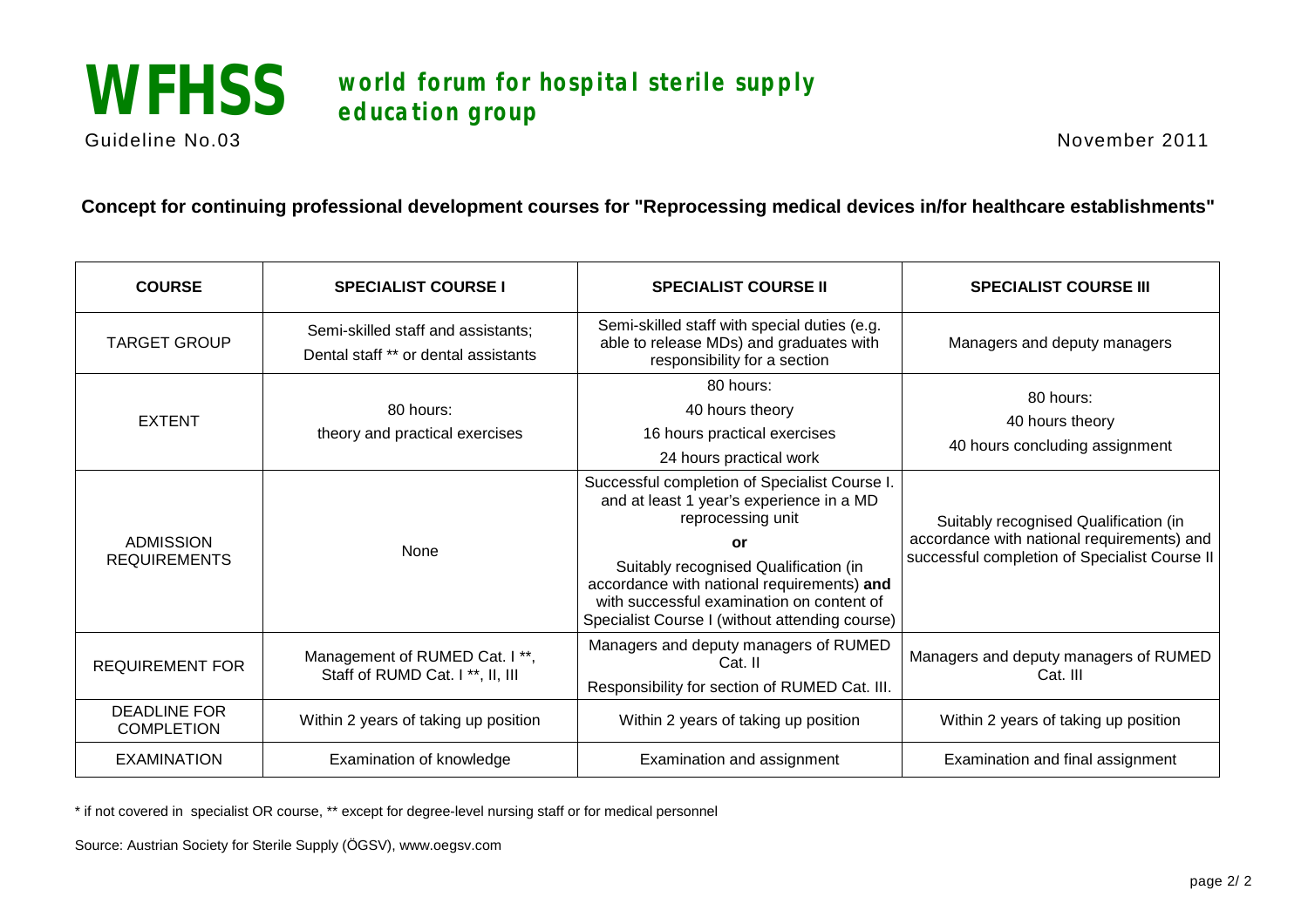# WFHSS world forum for hospital sterile supply education group

Guideline No.03

November 2011

**Concept for continuing professional development courses for "Reprocessing medical devices in/for healthcare establishments"**

| COURSE | SPECIALIST COURSE I | SPECIALIST COURSE II | SPECIALIST COURSE III |
|---|---|---|---|
| TARGET GROUP | Semi-skilled staff and assistants;<br>Dental staff ** or dental assistants | Semi-skilled staff with special duties (e.g. able to release MDs) and graduates with responsibility for a section | Managers and deputy managers |
| EXTENT | 80 hours:<br>theory and practical exercises | 80 hours:<br>40 hours theory<br>16 hours practical exercises<br>24 hours practical work | 80 hours:<br>40 hours theory<br>40 hours concluding assignment |
| ADMISSION REQUIREMENTS | None | Successful completion of Specialist Course I. and at least 1 year's experience in a MD reprocessing unit<br>**or**<br>Suitably recognised Qualification (in accordance with national requirements) **and** with successful examination on content of Specialist Course I (without attending course) | Suitably recognised Qualification (in accordance with national requirements) and successful completion of Specialist Course II |
| REQUIREMENT FOR | Management of RUMED Cat. I **,<br>Staff of RUMD Cat. I **, II, III | Managers and deputy managers of RUMED Cat. II<br>Responsibility for section of RUMED Cat. III. | Managers and deputy managers of RUMED Cat. III |
| DEADLINE FOR COMPLETION | Within 2 years of taking up position | Within 2 years of taking up position | Within 2 years of taking up position |
| EXAMINATION | Examination of knowledge | Examination and assignment | Examination and final assignment |

* if not covered in specialist OR course, ** except for degree-level nursing staff or for medical personnel

Source: Austrian Society for Sterile Supply (ÖGSV), www.oegsv.com